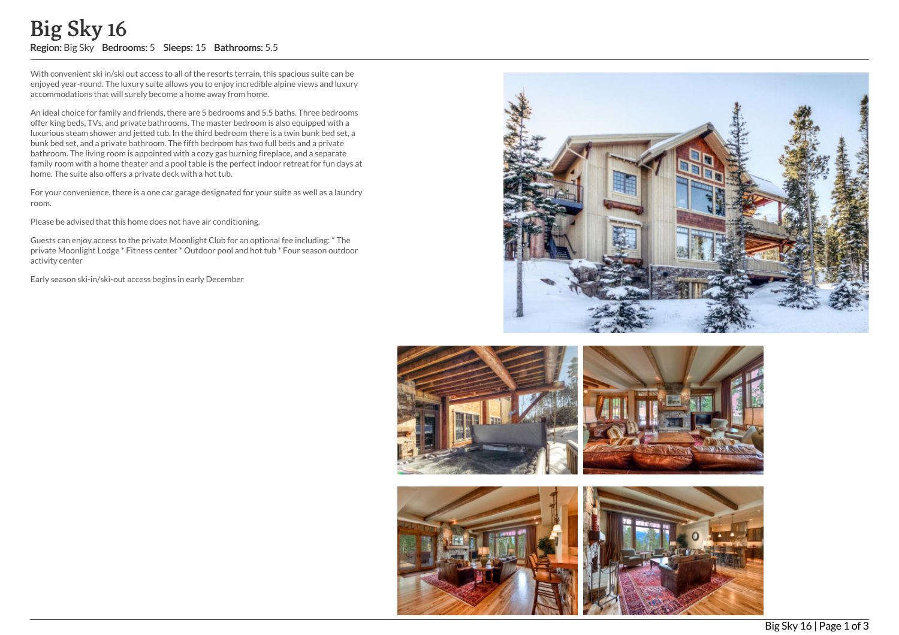# Big Sky 16

**Region:** Big Sky **Bedrooms:** 5 **Sleeps:** 15 **Bathrooms:** 5.5

With convenient ski in/ski out access to all of the resorts terrain, this spacious suite can be enjoyed year-round. The luxury suite allows you to enjoy incredible alpine views and luxury accommodations that will surely become a home away from home.

An ideal choice for family and friends, there are 5 bedrooms and 5.5 baths. Three bedrooms offer king beds, TVs, and private bathrooms. The master bedroom is also equipped with a luxurious steam shower and jetted tub. In the third bedroom there is a twin bunk bed set, a bunk bed set, and a private bathroom. The fifth bedroom has two full beds and a private bathroom. The living room is appointed with a cozy gas burning fireplace, and a separate family room with a home theater and a pool table is the perfect indoor retreat for fun days at home. The suite also offers a private deck with a hot tub.

For your convenience, there is a one car garage designated for your suite as well as a laundry room.

Please be advised that this home does not have air conditioning.

Guests can enjoy access to the private Moonlight Club for an optional fee including: * The private Moonlight Lodge * Fitness center * Outdoor pool and hot tub * Four season outdoor activity center

Early season ski-in/ski-out access begins in early December